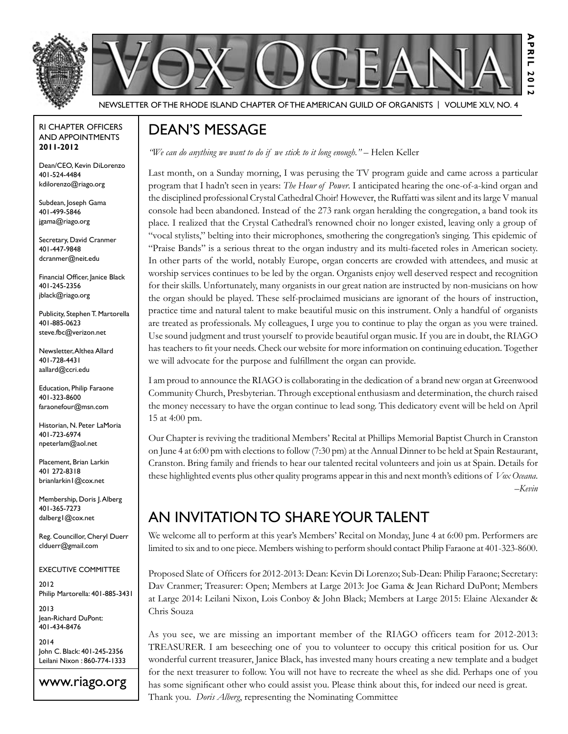# VOX OCEANA

NEWSLETTER OF THE RHODE ISLAND CHAPTER OF THE AMERICAN GUILD OF ORGANISTS | VOLUME XLV, NO. 4

APRIL 2012

RI CHAPTER OFFICERS AND APPOINTMENTS **2011-2012**

Dean/CEO, Kevin DiLorenzo
401-524-4484
kdilorenzo@riago.org

Subdean, Joseph Gama
401-499-5846
jgama@riago.org

Secretary, David Cranmer
401-447-9848
dcranmer@neit.edu

Financial Officer, Janice Black
401-245-2356
jblack@riago.org

Publicity, Stephen T. Martorella
401-885-0623
steve.fbc@verizon.net

Newsletter, Althea Allard
401-728-4431
aallard@ccri.edu

Education, Philip Faraone
401-323-8600
faraonefour@msn.com

Historian, N. Peter LaMoria
401-723-6974
npeterlam@aol.net

Placement, Brian Larkin
401 272-8318
brianlarkin1@cox.net

Membership, Doris J. Alberg
401-365-7273
dalberg1@cox.net

Reg. Councillor, Cheryl Duerr
clduerr@gmail.com

EXECUTIVE COMMITTEE

2012
Philip Martorella: 401-885-3431

2013
Jean-Richard DuPont:
401-434-8476

2014
John C. Black: 401-245-2356
Leilani Nixon : 860-774-1333

www.riago.org

## DEAN'S MESSAGE

*"We can do anything we want to do if we stick to it long enough."* – Helen Keller

Last month, on a Sunday morning, I was perusing the TV program guide and came across a particular program that I hadn't seen in years: *The Hour of Power*. I anticipated hearing the one-of-a-kind organ and the disciplined professional Crystal Cathedral Choir! However, the Ruffatti was silent and its large V manual console had been abandoned. Instead of the 273 rank organ heralding the congregation, a band took its place. I realized that the Crystal Cathedral's renowned choir no longer existed, leaving only a group of "vocal stylists," belting into their microphones, smothering the congregation's singing. This epidemic of "Praise Bands" is a serious threat to the organ industry and its multi-faceted roles in American society. In other parts of the world, notably Europe, organ concerts are crowded with attendees, and music at worship services continues to be led by the organ. Organists enjoy well deserved respect and recognition for their skills. Unfortunately, many organists in our great nation are instructed by non-musicians on how the organ should be played. These self-proclaimed musicians are ignorant of the hours of instruction, practice time and natural talent to make beautiful music on this instrument. Only a handful of organists are treated as professionals. My colleagues, I urge you to continue to play the organ as you were trained. Use sound judgment and trust yourself to provide beautiful organ music. If you are in doubt, the RIAGO has teachers to fit your needs. Check our website for more information on continuing education. Together we will advocate for the purpose and fulfillment the organ can provide.

I am proud to announce the RIAGO is collaborating in the dedication of a brand new organ at Greenwood Community Church, Presbyterian. Through exceptional enthusiasm and determination, the church raised the money necessary to have the organ continue to lead song. This dedicatory event will be held on April 15 at 4:00 pm.

Our Chapter is reviving the traditional Members' Recital at Phillips Memorial Baptist Church in Cranston on June 4 at 6:00 pm with elections to follow (7:30 pm) at the Annual Dinner to be held at Spain Restaurant, Cranston. Bring family and friends to hear our talented recital volunteers and join us at Spain. Details for these highlighted events plus other quality programs appear in this and next month's editions of *Vox Oceana*.
*–Kevin*

## AN INVITATION TO SHARE YOUR TALENT

We welcome all to perform at this year's Members' Recital on Monday, June 4 at 6:00 pm. Performers are limited to six and to one piece. Members wishing to perform should contact Philip Faraone at 401-323-8600.

Proposed Slate of Officers for 2012-2013: Dean: Kevin Di Lorenzo; Sub-Dean: Philip Faraone; Secretary: Dav Cranmer; Treasurer: Open; Members at Large 2013: Joe Gama & Jean Richard DuPont; Members at Large 2014: Leilani Nixon, Lois Conboy & John Black; Members at Large 2015: Elaine Alexander & Chris Souza

As you see, we are missing an important member of the RIAGO officers team for 2012-2013: TREASURER. I am beseeching one of you to volunteer to occupy this critical position for us. Our wonderful current treasurer, Janice Black, has invested many hours creating a new template and a budget for the next treasurer to follow. You will not have to recreate the wheel as she did. Perhaps one of you has some significant other who could assist you. Please think about this, for indeed our need is great. Thank you. *Doris Alberg*, representing the Nominating Committee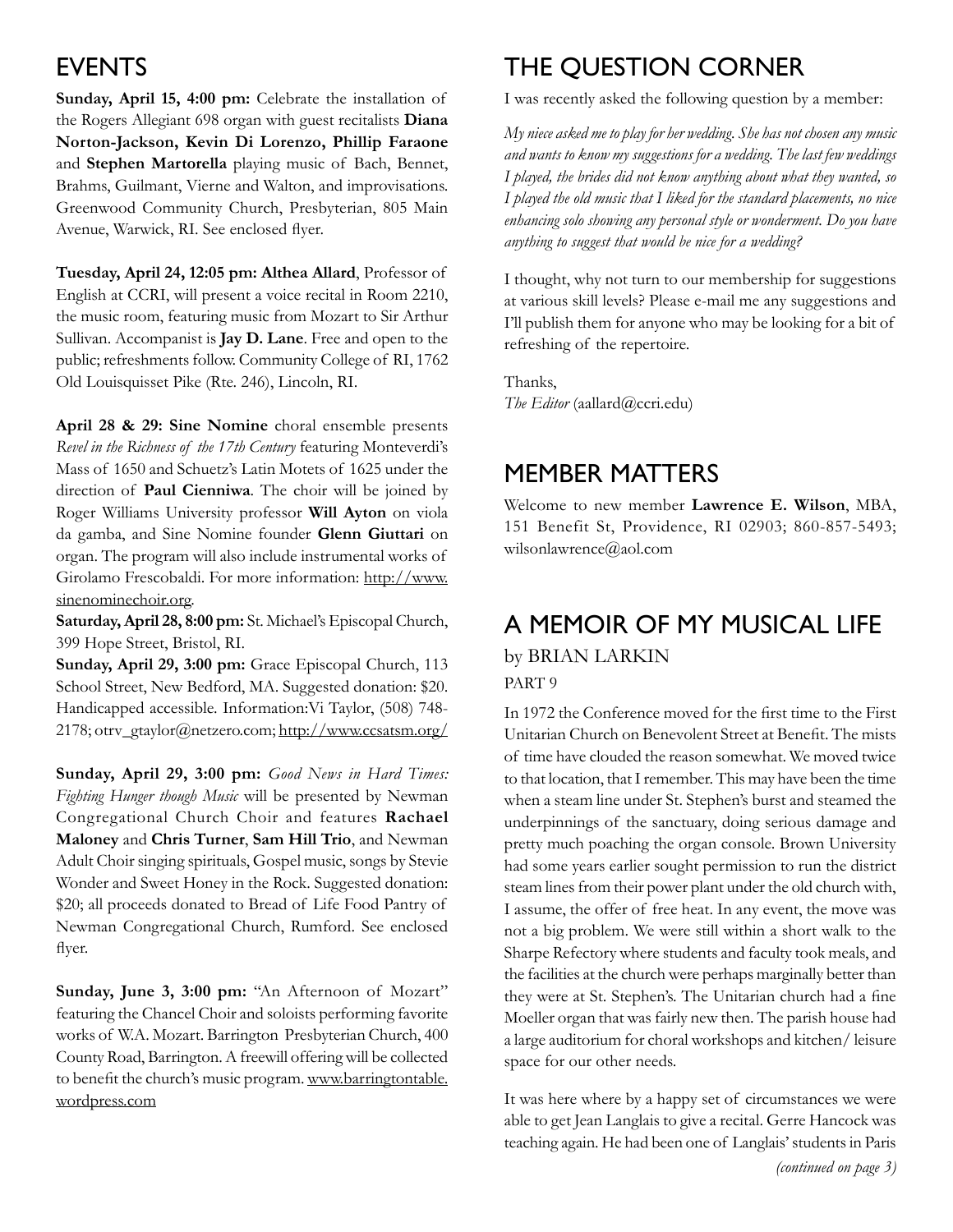## EVENTS

**Sunday, April 15, 4:00 pm:** Celebrate the installation of the Rogers Allegiant 698 organ with guest recitalists **Diana Norton-Jackson, Kevin Di Lorenzo, Phillip Faraone** and **Stephen Martorella** playing music of Bach, Bennet, Brahms, Guilmant, Vierne and Walton, and improvisations. Greenwood Community Church, Presbyterian, 805 Main Avenue, Warwick, RI. See enclosed flyer.

**Tuesday, April 24, 12:05 pm: Althea Allard**, Professor of English at CCRI, will present a voice recital in Room 2210, the music room, featuring music from Mozart to Sir Arthur Sullivan. Accompanist is **Jay D. Lane**. Free and open to the public; refreshments follow. Community College of RI, 1762 Old Louisquisset Pike (Rte. 246), Lincoln, RI.

**April 28 & 29: Sine Nomine** choral ensemble presents *Revel in the Richness of the 17th Century* featuring Monteverdi's Mass of 1650 and Schuetz's Latin Motets of 1625 under the direction of **Paul Cienniwa**. The choir will be joined by Roger Williams University professor **Will Ayton** on viola da gamba, and Sine Nomine founder **Glenn Giuttari** on organ. The program will also include instrumental works of Girolamo Frescobaldi. For more information: http://www.sinenominechoir.org.

**Saturday, April 28, 8:00 pm:** St. Michael's Episcopal Church, 399 Hope Street, Bristol, RI.

**Sunday, April 29, 3:00 pm:** Grace Episcopal Church, 113 School Street, New Bedford, MA. Suggested donation: $20. Handicapped accessible. Information:Vi Taylor, (508) 748-2178; otrv_gtaylor@netzero.com; http://www.ccsatsm.org/

**Sunday, April 29, 3:00 pm:** *Good News in Hard Times: Fighting Hunger though Music* will be presented by Newman Congregational Church Choir and features **Rachael Maloney** and **Chris Turner**, **Sam Hill Trio**, and Newman Adult Choir singing spirituals, Gospel music, songs by Stevie Wonder and Sweet Honey in the Rock. Suggested donation: $20; all proceeds donated to Bread of Life Food Pantry of Newman Congregational Church, Rumford. See enclosed flyer.

**Sunday, June 3, 3:00 pm:** "An Afternoon of Mozart" featuring the Chancel Choir and soloists performing favorite works of W.A. Mozart. Barrington Presbyterian Church, 400 County Road, Barrington. A freewill offering will be collected to benefit the church's music program. www.barringtontable.wordpress.com

## THE QUESTION CORNER

I was recently asked the following question by a member:

*My niece asked me to play for her wedding. She has not chosen any music and wants to know my suggestions for a wedding. The last few weddings I played, the brides did not know anything about what they wanted, so I played the old music that I liked for the standard placements, no nice enhancing solo showing any personal style or wonderment. Do you have anything to suggest that would be nice for a wedding?*

I thought, why not turn to our membership for suggestions at various skill levels? Please e-mail me any suggestions and I'll publish them for anyone who may be looking for a bit of refreshing of the repertoire.

Thanks,
*The Editor* (aallard@ccri.edu)

## MEMBER MATTERS

Welcome to new member **Lawrence E. Wilson**, MBA, 151 Benefit St, Providence, RI 02903; 860-857-5493; wilsonlawrence@aol.com

## A MEMOIR OF MY MUSICAL LIFE

by BRIAN LARKIN

PART 9

In 1972 the Conference moved for the first time to the First Unitarian Church on Benevolent Street at Benefit. The mists of time have clouded the reason somewhat. We moved twice to that location, that I remember. This may have been the time when a steam line under St. Stephen's burst and steamed the underpinnings of the sanctuary, doing serious damage and pretty much poaching the organ console. Brown University had some years earlier sought permission to run the district steam lines from their power plant under the old church with, I assume, the offer of free heat. In any event, the move was not a big problem. We were still within a short walk to the Sharpe Refectory where students and faculty took meals, and the facilities at the church were perhaps marginally better than they were at St. Stephen's. The Unitarian church had a fine Moeller organ that was fairly new then. The parish house had a large auditorium for choral workshops and kitchen/ leisure space for our other needs.

It was here where by a happy set of circumstances we were able to get Jean Langlais to give a recital. Gerre Hancock was teaching again. He had been one of Langlais' students in Paris

*(continued on page 3)*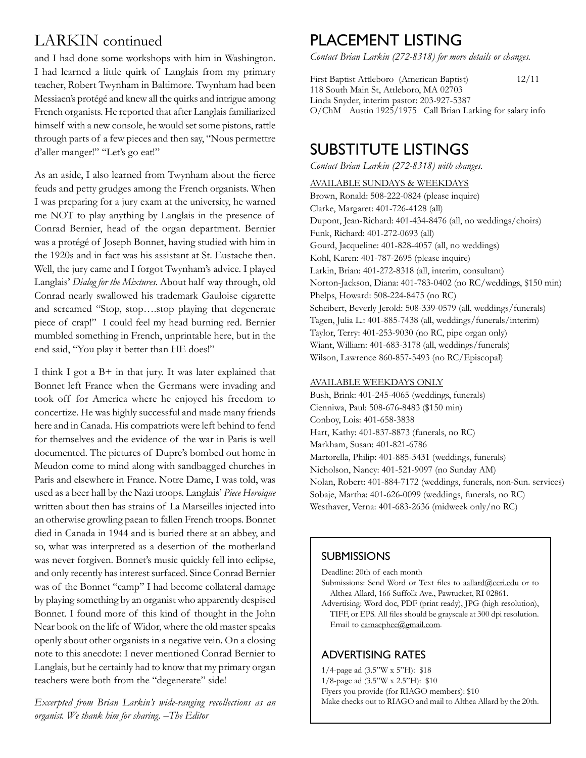## LARKIN continued

and I had done some workshops with him in Washington. I had learned a little quirk of Langlais from my primary teacher, Robert Twynham in Baltimore. Twynham had been Messiaen's protégé and knew all the quirks and intrigue among French organists. He reported that after Langlais familiarized himself with a new console, he would set some pistons, rattle through parts of a few pieces and then say, "Nous permettre d'aller manger!" "Let's go eat!"

As an aside, I also learned from Twynham about the fierce feuds and petty grudges among the French organists. When I was preparing for a jury exam at the university, he warned me NOT to play anything by Langlais in the presence of Conrad Bernier, head of the organ department. Bernier was a protégé of Joseph Bonnet, having studied with him in the 1920s and in fact was his assistant at St. Eustache then. Well, the jury came and I forgot Twynham's advice. I played Langlais' *Dialog for the Mixtures*. About half way through, old Conrad nearly swallowed his trademark Gauloise cigarette and screamed "Stop, stop….stop playing that degenerate piece of crap!" I could feel my head burning red. Bernier mumbled something in French, unprintable here, but in the end said, "You play it better than HE does!"

I think I got a B+ in that jury. It was later explained that Bonnet left France when the Germans were invading and took off for America where he enjoyed his freedom to concertize. He was highly successful and made many friends here and in Canada. His compatriots were left behind to fend for themselves and the evidence of the war in Paris is well documented. The pictures of Dupre's bombed out home in Meudon come to mind along with sandbagged churches in Paris and elsewhere in France. Notre Dame, I was told, was used as a beer hall by the Nazi troops. Langlais' *Piece Heroique* written about then has strains of La Marseilles injected into an otherwise growling paean to fallen French troops. Bonnet died in Canada in 1944 and is buried there at an abbey, and so, what was interpreted as a desertion of the motherland was never forgiven. Bonnet's music quickly fell into eclipse, and only recently has interest surfaced. Since Conrad Bernier was of the Bonnet "camp" I had become collateral damage by playing something by an organist who apparently despised Bonnet. I found more of this kind of thought in the John Near book on the life of Widor, where the old master speaks openly about other organists in a negative vein. On a closing note to this anecdote: I never mentioned Conrad Bernier to Langlais, but he certainly had to know that my primary organ teachers were both from the "degenerate" side!

*Excerpted from Brian Larkin's wide-ranging recollections as an organist. We thank him for sharing. –The Editor*

## PLACEMENT LISTING

*Contact Brian Larkin (272-8318) for more details or changes.*

First Baptist Attleboro (American Baptist) 12/11
118 South Main St, Attleboro, MA 02703
Linda Snyder, interim pastor: 203-927-5387
O/ChM Austin 1925/1975 Call Brian Larking for salary info

## SUBSTITUTE LISTINGS

*Contact Brian Larkin (272-8318) with changes.*

AVAILABLE SUNDAYS & WEEKDAYS

Brown, Ronald: 508-222-0824 (please inquire)
Clarke, Margaret: 401-726-4128 (all)
Dupont, Jean-Richard: 401-434-8476 (all, no weddings/choirs)
Funk, Richard: 401-272-0693 (all)
Gourd, Jacqueline: 401-828-4057 (all, no weddings)
Kohl, Karen: 401-787-2695 (please inquire)
Larkin, Brian: 401-272-8318 (all, interim, consultant)
Norton-Jackson, Diana: 401-783-0402 (no RC/weddings, $150 min)
Phelps, Howard: 508-224-8475 (no RC)
Scheibert, Beverly Jerold: 508-339-0579 (all, weddings/funerals)
Tagen, Julia L.: 401-885-7438 (all, weddings/funerals/interim)
Taylor, Terry: 401-253-9030 (no RC, pipe organ only)
Wiant, William: 401-683-3178 (all, weddings/funerals)
Wilson, Lawrence 860-857-5493 (no RC/Episcopal)

AVAILABLE WEEKDAYS ONLY

Bush, Brink: 401-245-4065 (weddings, funerals)
Cienniwa, Paul: 508-676-8483 ($150 min)
Conboy, Lois: 401-658-3838
Hart, Kathy: 401-837-8873 (funerals, no RC)
Markham, Susan: 401-821-6786
Martorella, Philip: 401-885-3431 (weddings, funerals)
Nicholson, Nancy: 401-521-9097 (no Sunday AM)
Nolan, Robert: 401-884-7172 (weddings, funerals, non-Sun. services)
Sobaje, Martha: 401-626-0099 (weddings, funerals, no RC)
Westhaver, Verna: 401-683-2636 (midweek only/no RC)

### SUBMISSIONS

Deadline: 20th of each month
Submissions: Send Word or Text files to aallard@ccri.edu or to Althea Allard, 166 Suffolk Ave., Pawtucket, RI 02861.
Advertising: Word doc, PDF (print ready), JPG (high resolution), TIFF, or EPS. All files should be grayscale at 300 dpi resolution. Email to camacphee@gmail.com.

### ADVERTISING RATES

1/4-page ad (3.5"W x 5"H): $18
1/8-page ad (3.5"W x 2.5"H): $10
Flyers you provide (for RIAGO members): $10
Make checks out to RIAGO and mail to Althea Allard by the 20th.